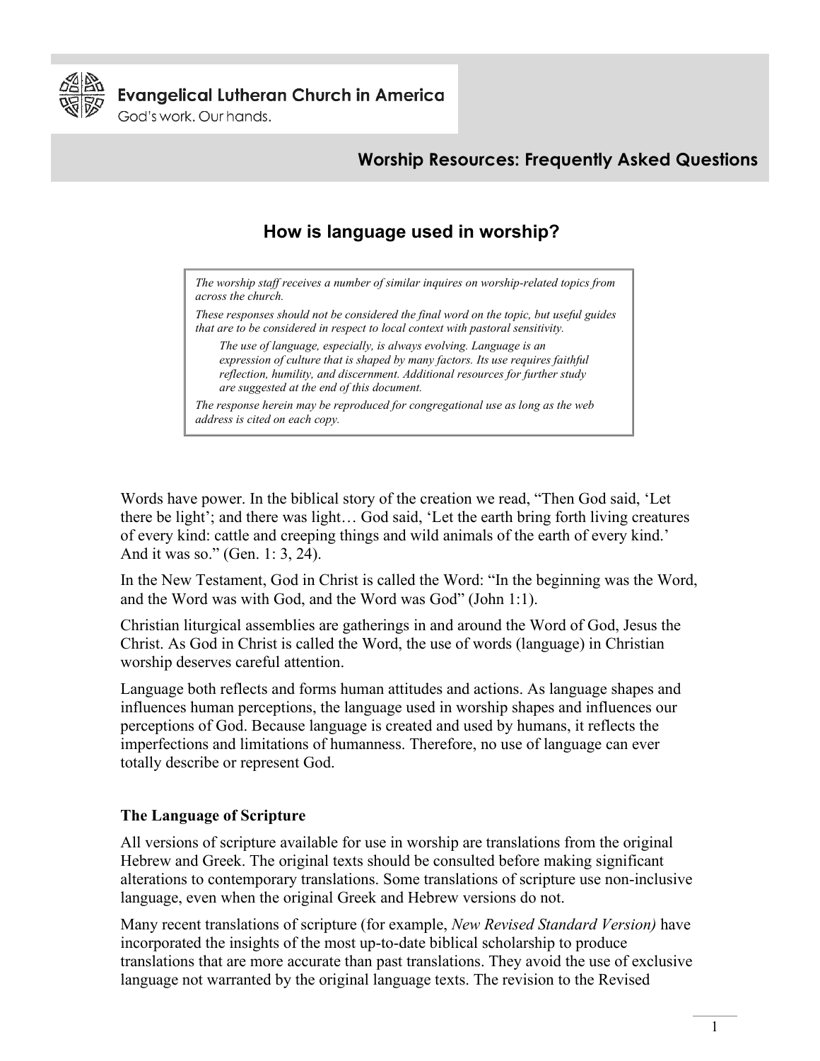Evangelical Lutheran Church in America

God's work. Our hands.

**Worship Resources: Frequently Asked Questions**

# How is language used in worship?

> *The worship staff receives a number of similar inquires on worship-related topics from across the church.*
>
> *These responses should not be considered the final word on the topic, but useful guides that are to be considered in respect to local context with pastoral sensitivity.*
>
> > *The use of language, especially, is always evolving. Language is an expression of culture that is shaped by many factors. Its use requires faithful reflection, humility, and discernment. Additional resources for further study are suggested at the end of this document.*
>
> *The response herein may be reproduced for congregational use as long as the web address is cited on each copy.*

Words have power. In the biblical story of the creation we read, "Then God said, 'Let there be light'; and there was light… God said, 'Let the earth bring forth living creatures of every kind: cattle and creeping things and wild animals of the earth of every kind.' And it was so." (Gen. 1: 3, 24).

In the New Testament, God in Christ is called the Word: "In the beginning was the Word, and the Word was with God, and the Word was God" (John 1:1).

Christian liturgical assemblies are gatherings in and around the Word of God, Jesus the Christ. As God in Christ is called the Word, the use of words (language) in Christian worship deserves careful attention.

Language both reflects and forms human attitudes and actions. As language shapes and influences human perceptions, the language used in worship shapes and influences our perceptions of God. Because language is created and used by humans, it reflects the imperfections and limitations of humanness. Therefore, no use of language can ever totally describe or represent God.

## The Language of Scripture

All versions of scripture available for use in worship are translations from the original Hebrew and Greek. The original texts should be consulted before making significant alterations to contemporary translations. Some translations of scripture use non-inclusive language, even when the original Greek and Hebrew versions do not.

Many recent translations of scripture (for example, *New Revised Standard Version)* have incorporated the insights of the most up-to-date biblical scholarship to produce translations that are more accurate than past translations. They avoid the use of exclusive language not warranted by the original language texts. The revision to the Revised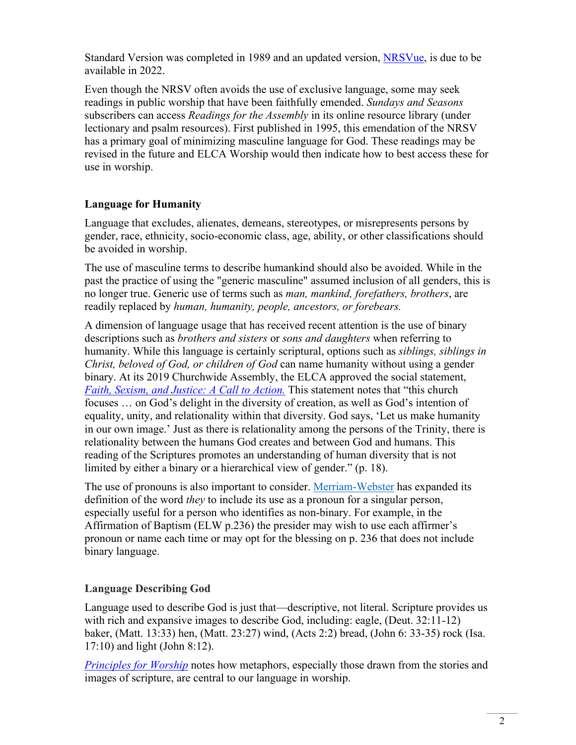Standard Version was completed in 1989 and an updated version, [NRSVue](), is due to be available in 2022.

Even though the NRSV often avoids the use of exclusive language, some may seek readings in public worship that have been faithfully emended. *Sundays and Seasons* subscribers can access *Readings for the Assembly* in its online resource library (under lectionary and psalm resources). First published in 1995, this emendation of the NRSV has a primary goal of minimizing masculine language for God. These readings may be revised in the future and ELCA Worship would then indicate how to best access these for use in worship.

### Language for Humanity

Language that excludes, alienates, demeans, stereotypes, or misrepresents persons by gender, race, ethnicity, socio-economic class, age, ability, or other classifications should be avoided in worship.

The use of masculine terms to describe humankind should also be avoided. While in the past the practice of using the "generic masculine" assumed inclusion of all genders, this is no longer true. Generic use of terms such as *man, mankind, forefathers, brothers*, are readily replaced by *human, humanity, people, ancestors, or forebears.*

A dimension of language usage that has received recent attention is the use of binary descriptions such as *brothers and sisters* or *sons and daughters* when referring to humanity. While this language is certainly scriptural, options such as *siblings, siblings in Christ, beloved of God, or children of God* can name humanity without using a gender binary. At its 2019 Churchwide Assembly, the ELCA approved the social statement, [*Faith, Sexism, and Justice: A Call to Action.*]() This statement notes that "this church focuses … on God's delight in the diversity of creation, as well as God's intention of equality, unity, and relationality within that diversity. God says, 'Let us make humanity in our own image.' Just as there is relationality among the persons of the Trinity, there is relationality between the humans God creates and between God and humans. This reading of the Scriptures promotes an understanding of human diversity that is not limited by either a binary or a hierarchical view of gender." (p. 18).

The use of pronouns is also important to consider. [Merriam-Webster]() has expanded its definition of the word *they* to include its use as a pronoun for a singular person, especially useful for a person who identifies as non-binary. For example, in the Affirmation of Baptism (ELW p.236) the presider may wish to use each affirmer's pronoun or name each time or may opt for the blessing on p. 236 that does not include binary language.

### Language Describing God

Language used to describe God is just that—descriptive, not literal. Scripture provides us with rich and expansive images to describe God, including: eagle, (Deut. 32:11-12) baker, (Matt. 13:33) hen, (Matt. 23:27) wind, (Acts 2:2) bread, (John 6: 33-35) rock (Isa. 17:10) and light (John 8:12).

[*Principles for Worship*]() notes how metaphors, especially those drawn from the stories and images of scripture, are central to our language in worship.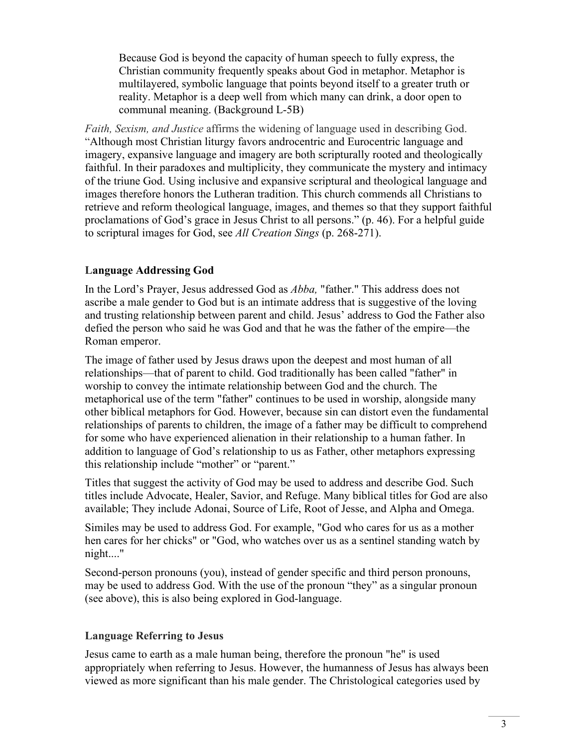> Because God is beyond the capacity of human speech to fully express, the Christian community frequently speaks about God in metaphor. Metaphor is multilayered, symbolic language that points beyond itself to a greater truth or reality. Metaphor is a deep well from which many can drink, a door open to communal meaning. (Background L-5B)

*Faith, Sexism, and Justice* affirms the widening of language used in describing God. "Although most Christian liturgy favors androcentric and Eurocentric language and imagery, expansive language and imagery are both scripturally rooted and theologically faithful. In their paradoxes and multiplicity, they communicate the mystery and intimacy of the triune God. Using inclusive and expansive scriptural and theological language and images therefore honors the Lutheran tradition. This church commends all Christians to retrieve and reform theological language, images, and themes so that they support faithful proclamations of God's grace in Jesus Christ to all persons." (p. 46). For a helpful guide to scriptural images for God, see *All Creation Sings* (p. 268-271).

### Language Addressing God

In the Lord's Prayer, Jesus addressed God as *Abba,* "father." This address does not ascribe a male gender to God but is an intimate address that is suggestive of the loving and trusting relationship between parent and child. Jesus' address to God the Father also defied the person who said he was God and that he was the father of the empire—the Roman emperor.

The image of father used by Jesus draws upon the deepest and most human of all relationships—that of parent to child. God traditionally has been called "father" in worship to convey the intimate relationship between God and the church. The metaphorical use of the term "father" continues to be used in worship, alongside many other biblical metaphors for God. However, because sin can distort even the fundamental relationships of parents to children, the image of a father may be difficult to comprehend for some who have experienced alienation in their relationship to a human father. In addition to language of God's relationship to us as Father, other metaphors expressing this relationship include "mother" or "parent."

Titles that suggest the activity of God may be used to address and describe God. Such titles include Advocate, Healer, Savior, and Refuge. Many biblical titles for God are also available; They include Adonai, Source of Life, Root of Jesse, and Alpha and Omega.

Similes may be used to address God. For example, "God who cares for us as a mother hen cares for her chicks" or "God, who watches over us as a sentinel standing watch by night...."

Second-person pronouns (you), instead of gender specific and third person pronouns, may be used to address God. With the use of the pronoun "they" as a singular pronoun (see above), this is also being explored in God-language.

### Language Referring to Jesus

Jesus came to earth as a male human being, therefore the pronoun "he" is used appropriately when referring to Jesus. However, the humanness of Jesus has always been viewed as more significant than his male gender. The Christological categories used by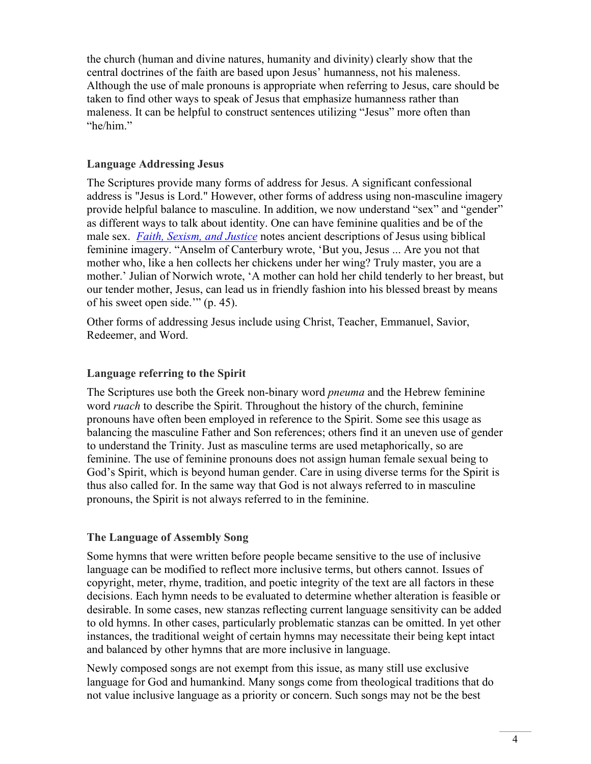the church (human and divine natures, humanity and divinity) clearly show that the central doctrines of the faith are based upon Jesus' humanness, not his maleness. Although the use of male pronouns is appropriate when referring to Jesus, care should be taken to find other ways to speak of Jesus that emphasize humanness rather than maleness. It can be helpful to construct sentences utilizing "Jesus" more often than "he/him."

### Language Addressing Jesus

The Scriptures provide many forms of address for Jesus. A significant confessional address is "Jesus is Lord." However, other forms of address using non-masculine imagery provide helpful balance to masculine. In addition, we now understand "sex" and "gender" as different ways to talk about identity. One can have feminine qualities and be of the male sex. *Faith, Sexism, and Justice* notes ancient descriptions of Jesus using biblical feminine imagery. "Anselm of Canterbury wrote, 'But you, Jesus ... Are you not that mother who, like a hen collects her chickens under her wing? Truly master, you are a mother.' Julian of Norwich wrote, 'A mother can hold her child tenderly to her breast, but our tender mother, Jesus, can lead us in friendly fashion into his blessed breast by means of his sweet open side.'" (p. 45).

Other forms of addressing Jesus include using Christ, Teacher, Emmanuel, Savior, Redeemer, and Word.

### Language referring to the Spirit

The Scriptures use both the Greek non-binary word *pneuma* and the Hebrew feminine word *ruach* to describe the Spirit. Throughout the history of the church, feminine pronouns have often been employed in reference to the Spirit. Some see this usage as balancing the masculine Father and Son references; others find it an uneven use of gender to understand the Trinity. Just as masculine terms are used metaphorically, so are feminine. The use of feminine pronouns does not assign human female sexual being to God's Spirit, which is beyond human gender. Care in using diverse terms for the Spirit is thus also called for. In the same way that God is not always referred to in masculine pronouns, the Spirit is not always referred to in the feminine.

### The Language of Assembly Song

Some hymns that were written before people became sensitive to the use of inclusive language can be modified to reflect more inclusive terms, but others cannot. Issues of copyright, meter, rhyme, tradition, and poetic integrity of the text are all factors in these decisions. Each hymn needs to be evaluated to determine whether alteration is feasible or desirable. In some cases, new stanzas reflecting current language sensitivity can be added to old hymns. In other cases, particularly problematic stanzas can be omitted. In yet other instances, the traditional weight of certain hymns may necessitate their being kept intact and balanced by other hymns that are more inclusive in language.

Newly composed songs are not exempt from this issue, as many still use exclusive language for God and humankind. Many songs come from theological traditions that do not value inclusive language as a priority or concern. Such songs may not be the best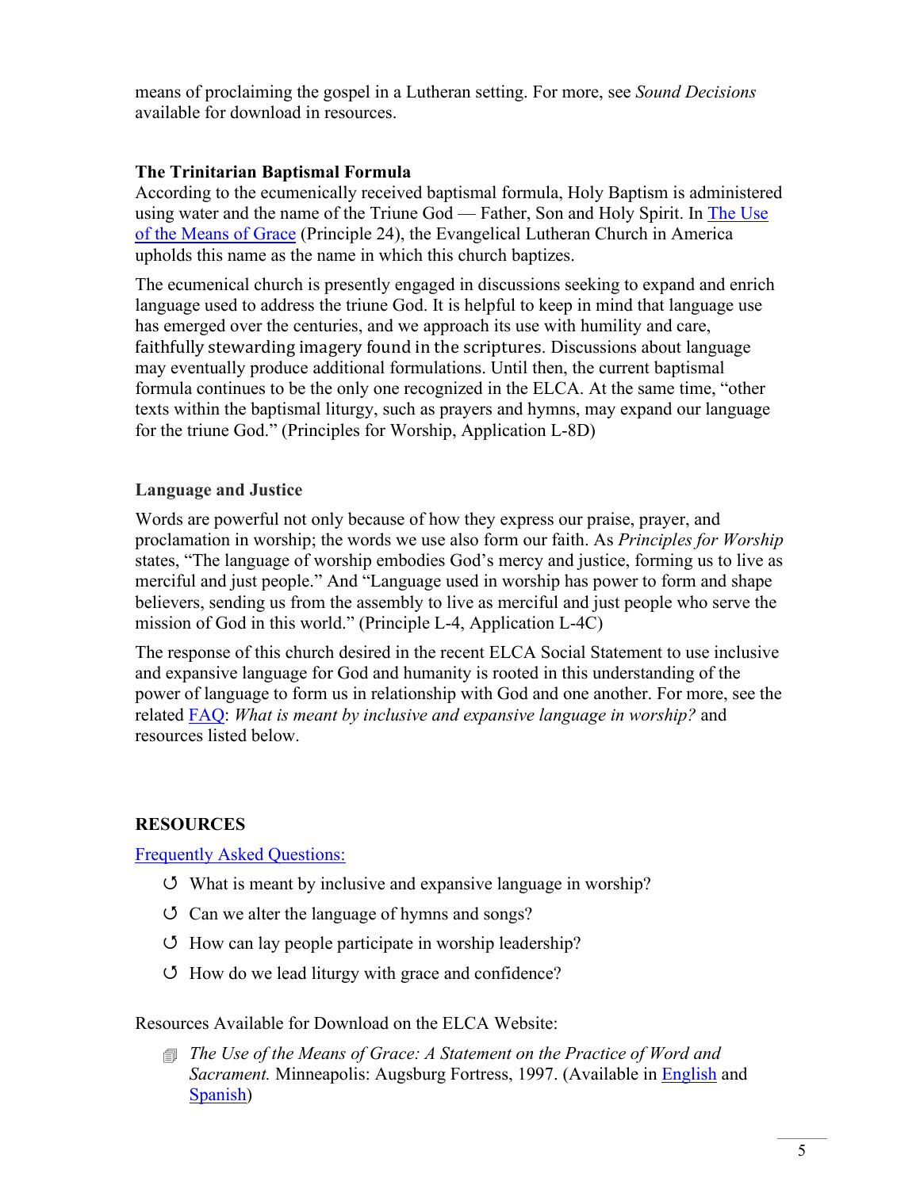means of proclaiming the gospel in a Lutheran setting. For more, see *Sound Decisions* available for download in resources.

### The Trinitarian Baptismal Formula

According to the ecumenically received baptismal formula, Holy Baptism is administered using water and the name of the Triune God — Father, Son and Holy Spirit. In The Use of the Means of Grace (Principle 24), the Evangelical Lutheran Church in America upholds this name as the name in which this church baptizes.

The ecumenical church is presently engaged in discussions seeking to expand and enrich language used to address the triune God. It is helpful to keep in mind that language use has emerged over the centuries, and we approach its use with humility and care, faithfully stewarding imagery found in the scriptures. Discussions about language may eventually produce additional formulations. Until then, the current baptismal formula continues to be the only one recognized in the ELCA. At the same time, "other texts within the baptismal liturgy, such as prayers and hymns, may expand our language for the triune God." (Principles for Worship, Application L-8D)

### Language and Justice

Words are powerful not only because of how they express our praise, prayer, and proclamation in worship; the words we use also form our faith. As *Principles for Worship* states, "The language of worship embodies God's mercy and justice, forming us to live as merciful and just people." And "Language used in worship has power to form and shape believers, sending us from the assembly to live as merciful and just people who serve the mission of God in this world." (Principle L-4, Application L-4C)

The response of this church desired in the recent ELCA Social Statement to use inclusive and expansive language for God and humanity is rooted in this understanding of the power of language to form us in relationship with God and one another. For more, see the related FAQ: *What is meant by inclusive and expansive language in worship?* and resources listed below.

## RESOURCES

Frequently Asked Questions:

- What is meant by inclusive and expansive language in worship?
- Can we alter the language of hymns and songs?
- How can lay people participate in worship leadership?
- How do we lead liturgy with grace and confidence?

Resources Available for Download on the ELCA Website:

- *The Use of the Means of Grace: A Statement on the Practice of Word and Sacrament.* Minneapolis: Augsburg Fortress, 1997. (Available in English and Spanish)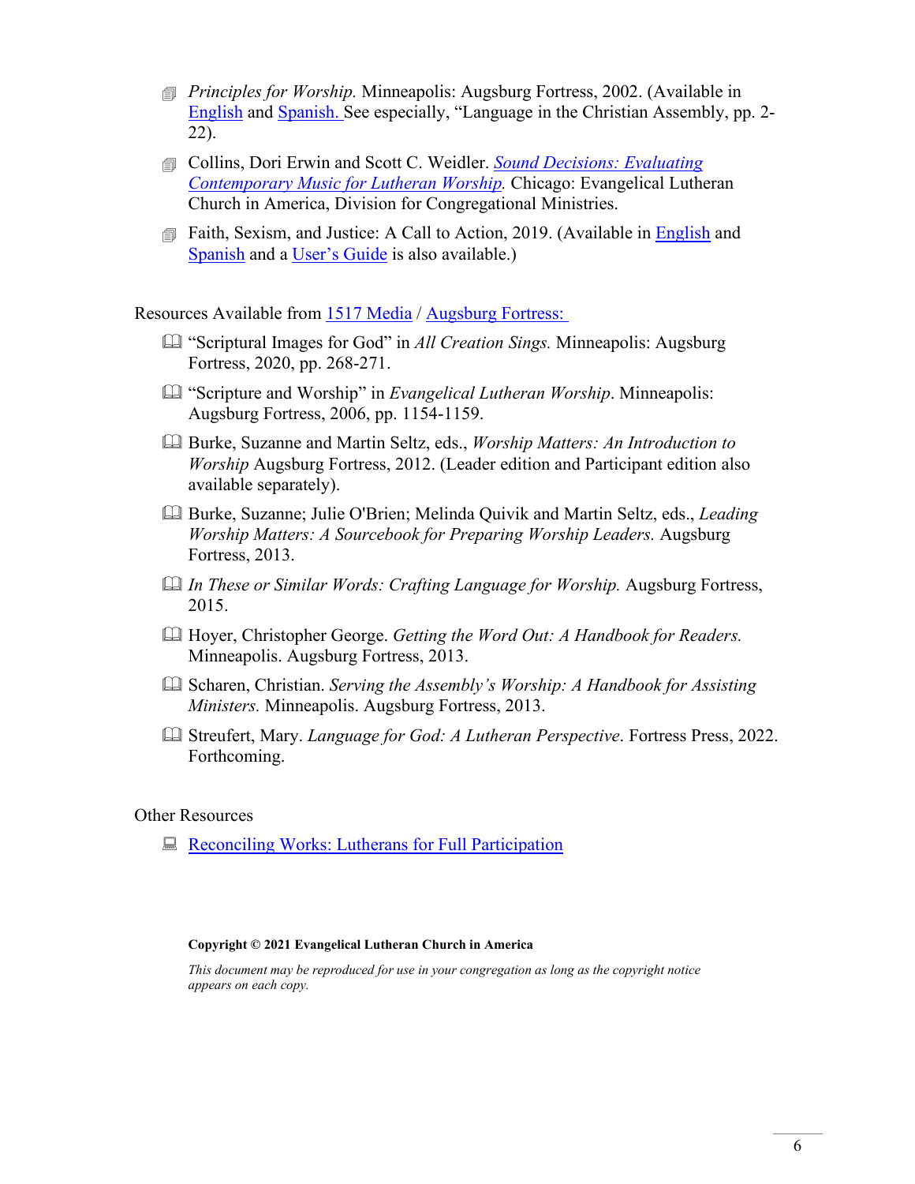- *Principles for Worship.* Minneapolis: Augsburg Fortress, 2002. (Available in English and Spanish. See especially, "Language in the Christian Assembly, pp. 2-22).
- Collins, Dori Erwin and Scott C. Weidler. *Sound Decisions: Evaluating Contemporary Music for Lutheran Worship.* Chicago: Evangelical Lutheran Church in America, Division for Congregational Ministries.
- Faith, Sexism, and Justice: A Call to Action, 2019. (Available in English and Spanish and a User's Guide is also available.)

Resources Available from 1517 Media / Augsburg Fortress:

- "Scriptural Images for God" in *All Creation Sings.* Minneapolis: Augsburg Fortress, 2020, pp. 268-271.
- "Scripture and Worship" in *Evangelical Lutheran Worship*. Minneapolis: Augsburg Fortress, 2006, pp. 1154-1159.
- Burke, Suzanne and Martin Seltz, eds., *Worship Matters: An Introduction to Worship* Augsburg Fortress, 2012. (Leader edition and Participant edition also available separately).
- Burke, Suzanne; Julie O'Brien; Melinda Quivik and Martin Seltz, eds., *Leading Worship Matters: A Sourcebook for Preparing Worship Leaders.* Augsburg Fortress, 2013.
- *In These or Similar Words: Crafting Language for Worship.* Augsburg Fortress, 2015.
- Hoyer, Christopher George. *Getting the Word Out: A Handbook for Readers.* Minneapolis. Augsburg Fortress, 2013.
- Scharen, Christian. *Serving the Assembly's Worship: A Handbook for Assisting Ministers.* Minneapolis. Augsburg Fortress, 2013.
- Streufert, Mary. *Language for God: A Lutheran Perspective*. Fortress Press, 2022. Forthcoming.

Other Resources

- Reconciling Works: Lutherans for Full Participation

**Copyright © 2021 Evangelical Lutheran Church in America**

*This document may be reproduced for use in your congregation as long as the copyright notice appears on each copy.*